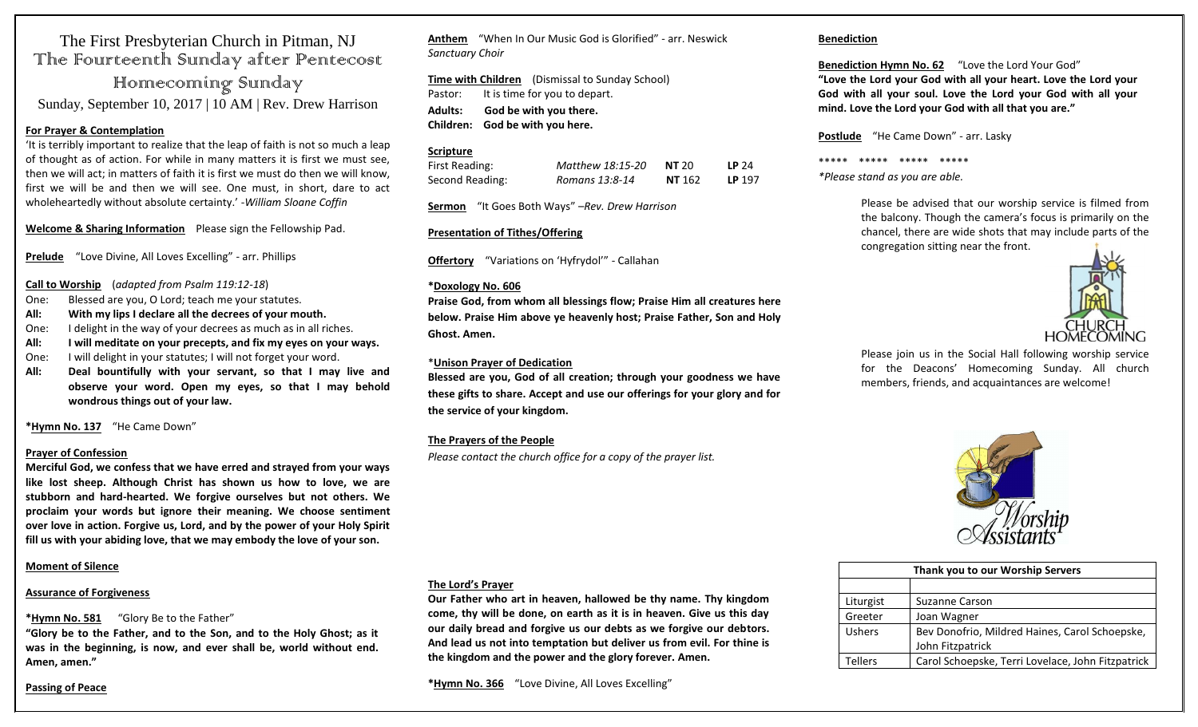# The First Presbyterian Church in Pitman, NJ

## The Fourteenth Sunday after Pentecost

## Homecoming Sunday

Sunday, September 10, 2017 | 10 AM | Rev. Drew Harrison

**For Prayer & Contemplation**

'It is terribly important to realize that the leap of faith is not so much a leap of thought as of action. For while in many matters it is first we must see, then we will act; in matters of faith it is first we must do then we will know, first we will be and then we will see. One must, in short, dare to act wholeheartedly without absolute certainty.' -*William Sloane Coffin*

**Welcome & Sharing Information** Please sign the Fellowship Pad.

**Prelude** "Love Divine, All Loves Excelling" - arr. Phillips

**Call to Worship** (*adapted from Psalm 119:12-18*)

One: Blessed are you, O Lord; teach me your statutes.
**All: With my lips I declare all the decrees of your mouth.**
One: I delight in the way of your decrees as much as in all riches.
**All: I will meditate on your precepts, and fix my eyes on your ways.**
One: I will delight in your statutes; I will not forget your word.
**All: Deal bountifully with your servant, so that I may live and observe your word. Open my eyes, so that I may behold wondrous things out of your law.**

***Hymn No. 137** "He Came Down"

**Prayer of Confession**

**Merciful God, we confess that we have erred and strayed from your ways like lost sheep. Although Christ has shown us how to love, we are stubborn and hard-hearted. We forgive ourselves but not others. We proclaim your words but ignore their meaning. We choose sentiment over love in action. Forgive us, Lord, and by the power of your Holy Spirit fill us with your abiding love, that we may embody the love of your son.**

**Moment of Silence**

**Assurance of Forgiveness**

***Hymn No. 581** "Glory Be to the Father"
**"Glory be to the Father, and to the Son, and to the Holy Ghost; as it was in the beginning, is now, and ever shall be, world without end. Amen, amen."**

**Passing of Peace**

**Anthem** "When In Our Music God is Glorified" - arr. Neswick
*Sanctuary Choir*

**Time with Children** (Dismissal to Sunday School)
Pastor: It is time for you to depart.
**Adults: God be with you there.**
**Children: God be with you here.**

**Scripture**

| | | | |
|---|---|---|---|
| First Reading: | *Matthew 18:15-20* | **NT** 20 | **LP** 24 |
| Second Reading: | *Romans 13:8-14* | **NT** 162 | **LP** 197 |

**Sermon** "It Goes Both Ways" –*Rev. Drew Harrison*

**Presentation of Tithes/Offering**

**Offertory** "Variations on 'Hyfrydol'" - Callahan

***Doxology No. 606**
**Praise God, from whom all blessings flow; Praise Him all creatures here below. Praise Him above ye heavenly host; Praise Father, Son and Holy Ghost. Amen.**

***Unison Prayer of Dedication**
**Blessed are you, God of all creation; through your goodness we have these gifts to share. Accept and use our offerings for your glory and for the service of your kingdom.**

**The Prayers of the People**
*Please contact the church office for a copy of the prayer list.*

**The Lord's Prayer**
**Our Father who art in heaven, hallowed be thy name. Thy kingdom come, thy will be done, on earth as it is in heaven. Give us this day our daily bread and forgive us our debts as we forgive our debtors. And lead us not into temptation but deliver us from evil. For thine is the kingdom and the power and the glory forever. Amen.**

***Hymn No. 366** "Love Divine, All Loves Excelling"

**Benediction**

**Benediction Hymn No. 62** "Love the Lord Your God"
**"Love the Lord your God with all your heart. Love the Lord your God with all your soul. Love the Lord your God with all your mind. Love the Lord your God with all that you are."**

**Postlude** "He Came Down" - arr. Lasky

\*\*\*\*\* \*\*\*\*\* \*\*\*\*\* \*\*\*\*\*

*\*Please stand as you are able.*

Please be advised that our worship service is filmed from the balcony. Though the camera's focus is primarily on the chancel, there are wide shots that may include parts of the congregation sitting near the front.

Please join us in the Social Hall following worship service for the Deacons' Homecoming Sunday. All church members, friends, and acquaintances are welcome!

| Thank you to our Worship Servers | |
|---|---|
| | |
| Liturgist | Suzanne Carson |
| Greeter | Joan Wagner |
| Ushers | Bev Donofrio, Mildred Haines, Carol Schoepske, John Fitzpatrick |
| Tellers | Carol Schoepske, Terri Lovelace, John Fitzpatrick |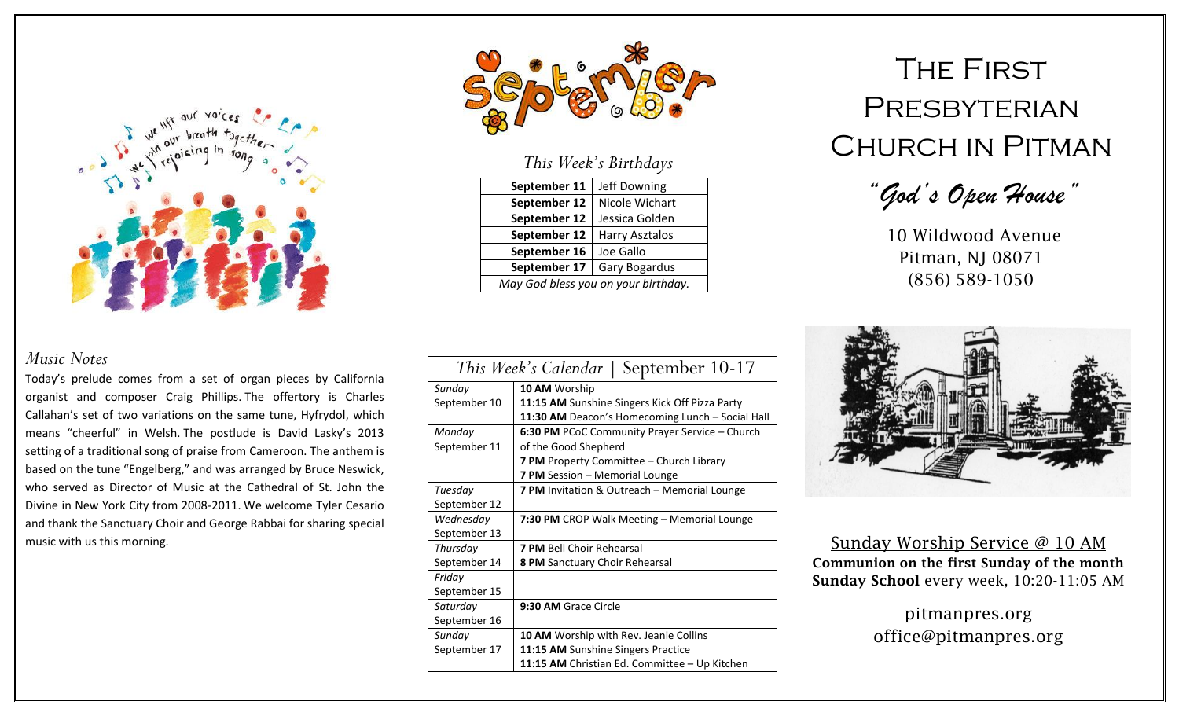# The First Presbyterian Church in Pitman

*"God's Open House"*

10 Wildwood Avenue
Pitman, NJ 08071
(856) 589-1050

Sunday Worship Service @ 10 AM
**Communion on the first Sunday of the month**
**Sunday School** every week, 10:20-11:05 AM

pitmanpres.org
office@pitmanpres.org

## This Week's Birthdays

| | |
|---|---|
| **September 11** | Jeff Downing |
| **September 12** | Nicole Wichart |
| **September 12** | Jessica Golden |
| **September 12** | Harry Asztalos |
| **September 16** | Joe Gallo |
| **September 17** | Gary Bogardus |

*May God bless you on your birthday.*

## Music Notes

Today's prelude comes from a set of organ pieces by California organist and composer Craig Phillips. The offertory is Charles Callahan's set of two variations on the same tune, Hyfrydol, which means "cheerful" in Welsh. The postlude is David Lasky's 2013 setting of a traditional song of praise from Cameroon. The anthem is based on the tune "Engelberg," and was arranged by Bruce Neswick, who served as Director of Music at the Cathedral of St. John the Divine in New York City from 2008-2011. We welcome Tyler Cesario and thank the Sanctuary Choir and George Rabbai for sharing special music with us this morning.

## This Week's Calendar | September 10-17

| | |
|---|---|
| *Sunday* September 10 | **10 AM** Worship<br>**11:15 AM** Sunshine Singers Kick Off Pizza Party<br>**11:30 AM** Deacon's Homecoming Lunch – Social Hall |
| *Monday* September 11 | **6:30 PM** PCoC Community Prayer Service – Church of the Good Shepherd<br>**7 PM** Property Committee – Church Library<br>**7 PM** Session – Memorial Lounge |
| *Tuesday* September 12 | **7 PM** Invitation & Outreach – Memorial Lounge |
| *Wednesday* September 13 | **7:30 PM** CROP Walk Meeting – Memorial Lounge |
| *Thursday* September 14 | **7 PM** Bell Choir Rehearsal<br>**8 PM** Sanctuary Choir Rehearsal |
| *Friday* September 15 | |
| *Saturday* September 16 | **9:30 AM** Grace Circle |
| *Sunday* September 17 | **10 AM** Worship with Rev. Jeanie Collins<br>**11:15 AM** Sunshine Singers Practice<br>**11:15 AM** Christian Ed. Committee – Up Kitchen |